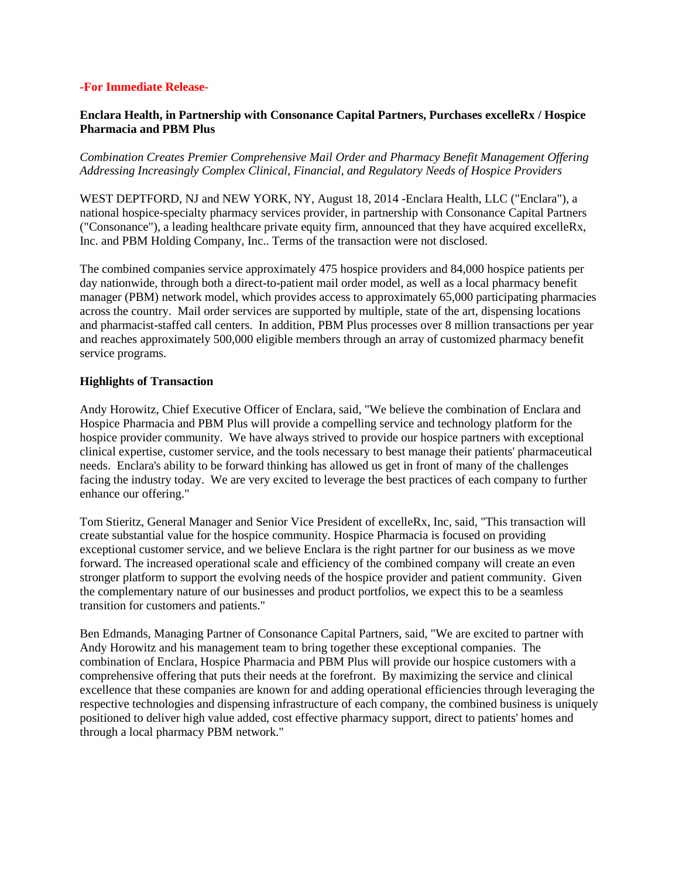**-For Immediate Release-**

**Enclara Health, in Partnership with Consonance Capital Partners, Purchases excelleRx / Hospice Pharmacia and PBM Plus**

*Combination Creates Premier Comprehensive Mail Order and Pharmacy Benefit Management Offering Addressing Increasingly Complex Clinical, Financial, and Regulatory Needs of Hospice Providers*

WEST DEPTFORD, NJ and NEW YORK, NY, August 18, 2014 -Enclara Health, LLC ("Enclara"), a national hospice-specialty pharmacy services provider, in partnership with Consonance Capital Partners ("Consonance"), a leading healthcare private equity firm, announced that they have acquired excelleRx, Inc. and PBM Holding Company, Inc.. Terms of the transaction were not disclosed.

The combined companies service approximately 475 hospice providers and 84,000 hospice patients per day nationwide, through both a direct-to-patient mail order model, as well as a local pharmacy benefit manager (PBM) network model, which provides access to approximately 65,000 participating pharmacies across the country. Mail order services are supported by multiple, state of the art, dispensing locations and pharmacist-staffed call centers. In addition, PBM Plus processes over 8 million transactions per year and reaches approximately 500,000 eligible members through an array of customized pharmacy benefit service programs.

**Highlights of Transaction**

Andy Horowitz, Chief Executive Officer of Enclara, said, "We believe the combination of Enclara and Hospice Pharmacia and PBM Plus will provide a compelling service and technology platform for the hospice provider community. We have always strived to provide our hospice partners with exceptional clinical expertise, customer service, and the tools necessary to best manage their patients' pharmaceutical needs. Enclara's ability to be forward thinking has allowed us get in front of many of the challenges facing the industry today. We are very excited to leverage the best practices of each company to further enhance our offering."

Tom Stieritz, General Manager and Senior Vice President of excelleRx, Inc, said, "This transaction will create substantial value for the hospice community. Hospice Pharmacia is focused on providing exceptional customer service, and we believe Enclara is the right partner for our business as we move forward. The increased operational scale and efficiency of the combined company will create an even stronger platform to support the evolving needs of the hospice provider and patient community. Given the complementary nature of our businesses and product portfolios, we expect this to be a seamless transition for customers and patients."

Ben Edmands, Managing Partner of Consonance Capital Partners, said, "We are excited to partner with Andy Horowitz and his management team to bring together these exceptional companies. The combination of Enclara, Hospice Pharmacia and PBM Plus will provide our hospice customers with a comprehensive offering that puts their needs at the forefront. By maximizing the service and clinical excellence that these companies are known for and adding operational efficiencies through leveraging the respective technologies and dispensing infrastructure of each company, the combined business is uniquely positioned to deliver high value added, cost effective pharmacy support, direct to patients' homes and through a local pharmacy PBM network."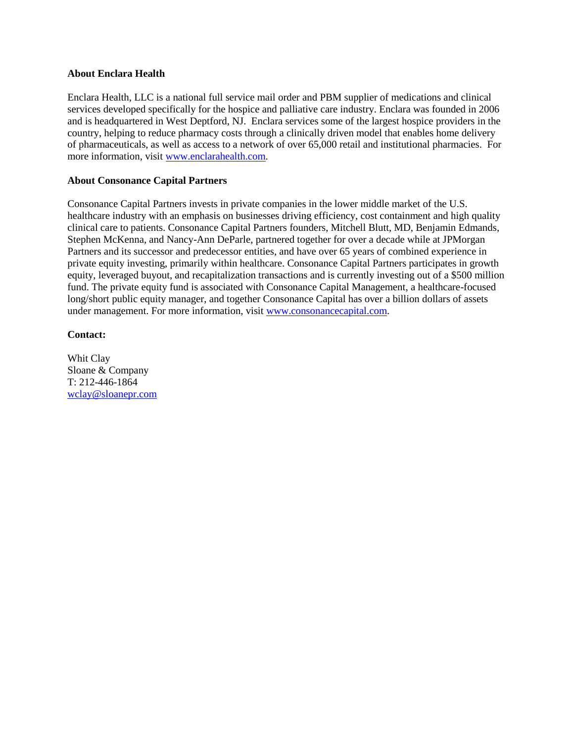**About Enclara Health**

Enclara Health, LLC is a national full service mail order and PBM supplier of medications and clinical services developed specifically for the hospice and palliative care industry. Enclara was founded in 2006 and is headquartered in West Deptford, NJ. Enclara services some of the largest hospice providers in the country, helping to reduce pharmacy costs through a clinically driven model that enables home delivery of pharmaceuticals, as well as access to a network of over 65,000 retail and institutional pharmacies. For more information, visit www.enclarahealth.com.

**About Consonance Capital Partners**

Consonance Capital Partners invests in private companies in the lower middle market of the U.S. healthcare industry with an emphasis on businesses driving efficiency, cost containment and high quality clinical care to patients. Consonance Capital Partners founders, Mitchell Blutt, MD, Benjamin Edmands, Stephen McKenna, and Nancy-Ann DeParle, partnered together for over a decade while at JPMorgan Partners and its successor and predecessor entities, and have over 65 years of combined experience in private equity investing, primarily within healthcare. Consonance Capital Partners participates in growth equity, leveraged buyout, and recapitalization transactions and is currently investing out of a $500 million fund. The private equity fund is associated with Consonance Capital Management, a healthcare-focused long/short public equity manager, and together Consonance Capital has over a billion dollars of assets under management. For more information, visit www.consonancecapital.com.

**Contact:**

Whit Clay
Sloane & Company
T: 212-446-1864
wclay@sloanepr.com